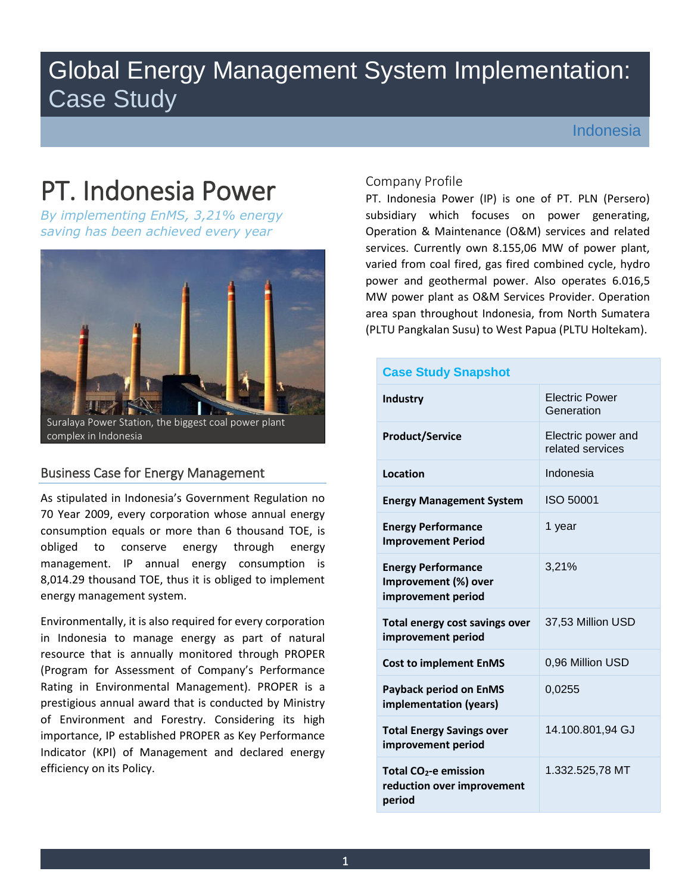# Global Energy Management System Implementation: Case Study

Indonesia

# PT. Indonesia Power

*By implementing EnMS, 3,21% energy saving has been achieved every year*

Suralaya Power Station, the biggest coal power plant complex in Indonesia

## Business Case for Energy Management

As stipulated in Indonesia's Government Regulation no 70 Year 2009, every corporation whose annual energy consumption equals or more than 6 thousand TOE, is obliged to conserve energy through energy management. IP annual energy consumption is 8,014.29 thousand TOE, thus it is obliged to implement energy management system.

Environmentally, it is also required for every corporation in Indonesia to manage energy as part of natural resource that is annually monitored through PROPER (Program for Assessment of Company's Performance Rating in Environmental Management). PROPER is a prestigious annual award that is conducted by Ministry of Environment and Forestry. Considering its high importance, IP established PROPER as Key Performance Indicator (KPI) of Management and declared energy efficiency on its Policy.

## Company Profile

PT. Indonesia Power (IP) is one of PT. PLN (Persero) subsidiary which focuses on power generating, Operation & Maintenance (O&M) services and related services. Currently own 8.155,06 MW of power plant, varied from coal fired, gas fired combined cycle, hydro power and geothermal power. Also operates 6.016,5 MW power plant as O&M Services Provider. Operation area span throughout Indonesia, from North Sumatera (PLTU Pangkalan Susu) to West Papua (PLTU Holtekam).

| Case Study Snapshot | |
|---|---|
| **Industry** | Electric Power Generation |
| **Product/Service** | Electric power and related services |
| **Location** | Indonesia |
| **Energy Management System** | ISO 50001 |
| **Energy Performance Improvement Period** | 1 year |
| **Energy Performance Improvement (%) over improvement period** | 3,21% |
| **Total energy cost savings over improvement period** | 37,53 Million USD |
| **Cost to implement EnMS** | 0,96 Million USD |
| **Payback period on EnMS implementation (years)** | 0,0255 |
| **Total Energy Savings over improvement period** | 14.100.801,94 GJ |
| **Total $CO_2$-e emission reduction over improvement period** | 1.332.525,78 MT |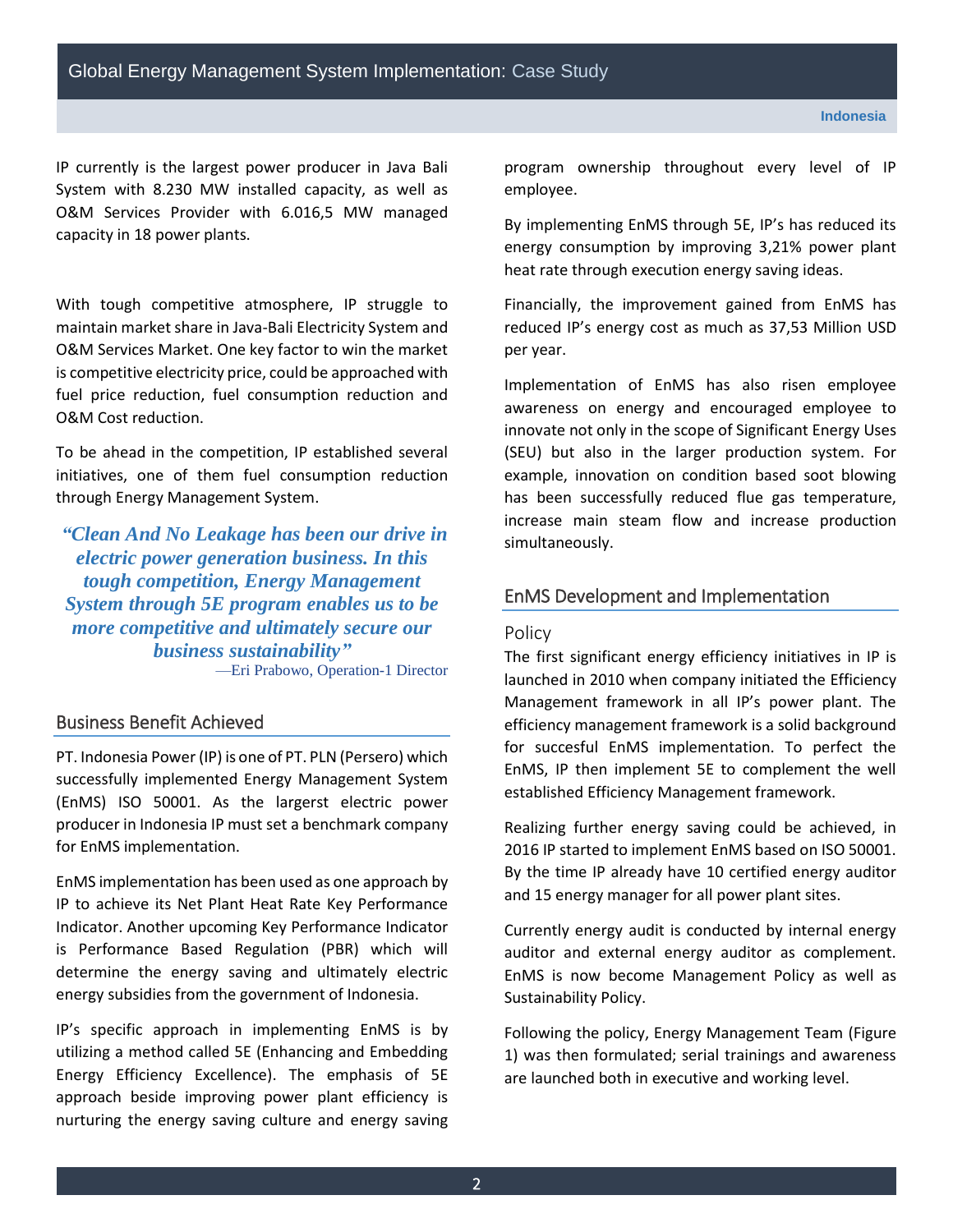IP currently is the largest power producer in Java Bali System with 8.230 MW installed capacity, as well as O&M Services Provider with 6.016,5 MW managed capacity in 18 power plants.

With tough competitive atmosphere, IP struggle to maintain market share in Java-Bali Electricity System and O&M Services Market. One key factor to win the market is competitive electricity price, could be approached with fuel price reduction, fuel consumption reduction and O&M Cost reduction.

To be ahead in the competition, IP established several initiatives, one of them fuel consumption reduction through Energy Management System.

> ***"Clean And No Leakage has been our drive in electric power generation business. In this tough competition, Energy Management System through 5E program enables us to be more competitive and ultimately secure our business sustainability"***
>
> —Eri Prabowo, Operation-1 Director

## Business Benefit Achieved

PT. Indonesia Power (IP) is one of PT. PLN (Persero) which successfully implemented Energy Management System (EnMS) ISO 50001. As the largerst electric power producer in Indonesia IP must set a benchmark company for EnMS implementation.

EnMS implementation has been used as one approach by IP to achieve its Net Plant Heat Rate Key Performance Indicator. Another upcoming Key Performance Indicator is Performance Based Regulation (PBR) which will determine the energy saving and ultimately electric energy subsidies from the government of Indonesia.

IP's specific approach in implementing EnMS is by utilizing a method called 5E (Enhancing and Embedding Energy Efficiency Excellence). The emphasis of 5E approach beside improving power plant efficiency is nurturing the energy saving culture and energy saving program ownership throughout every level of IP employee.

By implementing EnMS through 5E, IP's has reduced its energy consumption by improving 3,21% power plant heat rate through execution energy saving ideas.

Financially, the improvement gained from EnMS has reduced IP's energy cost as much as 37,53 Million USD per year.

Implementation of EnMS has also risen employee awareness on energy and encouraged employee to innovate not only in the scope of Significant Energy Uses (SEU) but also in the larger production system. For example, innovation on condition based soot blowing has been successfully reduced flue gas temperature, increase main steam flow and increase production simultaneously.

## EnMS Development and Implementation

### Policy

The first significant energy efficiency initiatives in IP is launched in 2010 when company initiated the Efficiency Management framework in all IP's power plant. The efficiency management framework is a solid background for succesful EnMS implementation. To perfect the EnMS, IP then implement 5E to complement the well established Efficiency Management framework.

Realizing further energy saving could be achieved, in 2016 IP started to implement EnMS based on ISO 50001. By the time IP already have 10 certified energy auditor and 15 energy manager for all power plant sites.

Currently energy audit is conducted by internal energy auditor and external energy auditor as complement. EnMS is now become Management Policy as well as Sustainability Policy.

Following the policy, Energy Management Team (Figure 1) was then formulated; serial trainings and awareness are launched both in executive and working level.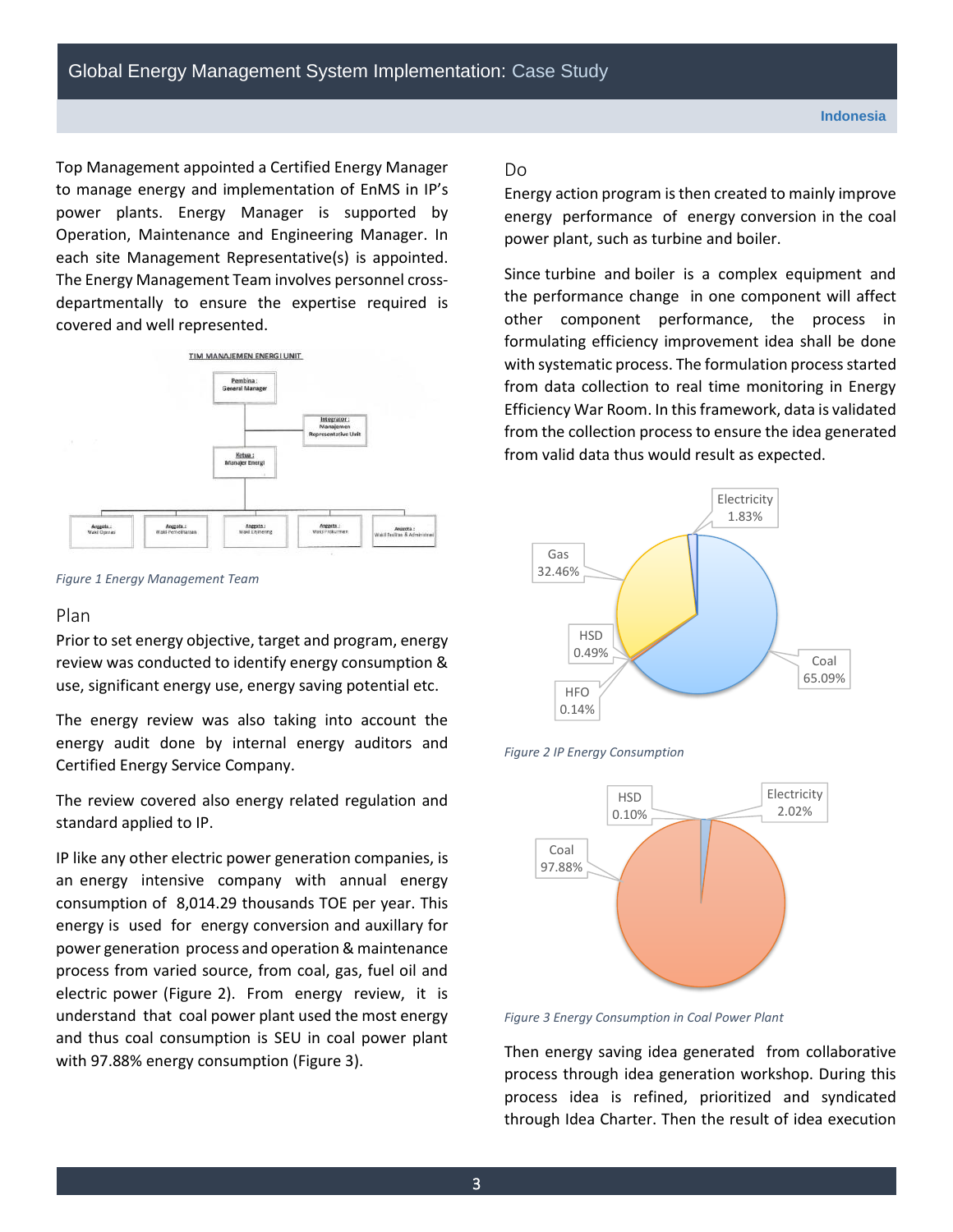Top Management appointed a Certified Energy Manager to manage energy and implementation of EnMS in IP's power plants. Energy Manager is supported by Operation, Maintenance and Engineering Manager. In each site Management Representative(s) is appointed. The Energy Management Team involves personnel cross-departmentally to ensure the expertise required is covered and well represented.

*Figure 1 Energy Management Team*

## Plan

Prior to set energy objective, target and program, energy review was conducted to identify energy consumption & use, significant energy use, energy saving potential etc.

The energy review was also taking into account the energy audit done by internal energy auditors and Certified Energy Service Company.

The review covered also energy related regulation and standard applied to IP.

IP like any other electric power generation companies, is an energy intensive company with annual energy consumption of 8,014.29 thousands TOE per year. This energy is used for energy conversion and auxillary for power generation process and operation & maintenance process from varied source, from coal, gas, fuel oil and electric power (Figure 2). From energy review, it is understand that coal power plant used the most energy and thus coal consumption is SEU in coal power plant with 97.88% energy consumption (Figure 3).

## Do

Energy action program is then created to mainly improve energy performance of energy conversion in the coal power plant, such as turbine and boiler.

Since turbine and boiler is a complex equipment and the performance change in one component will affect other component performance, the process in formulating efficiency improvement idea shall be done with systematic process. The formulation process started from data collection to real time monitoring in Energy Efficiency War Room. In this framework, data is validated from the collection process to ensure the idea generated from valid data thus would result as expected.

*Figure 2 IP Energy Consumption*

*Figure 3 Energy Consumption in Coal Power Plant*

Then energy saving idea generated from collaborative process through idea generation workshop. During this process idea is refined, prioritized and syndicated through Idea Charter. Then the result of idea execution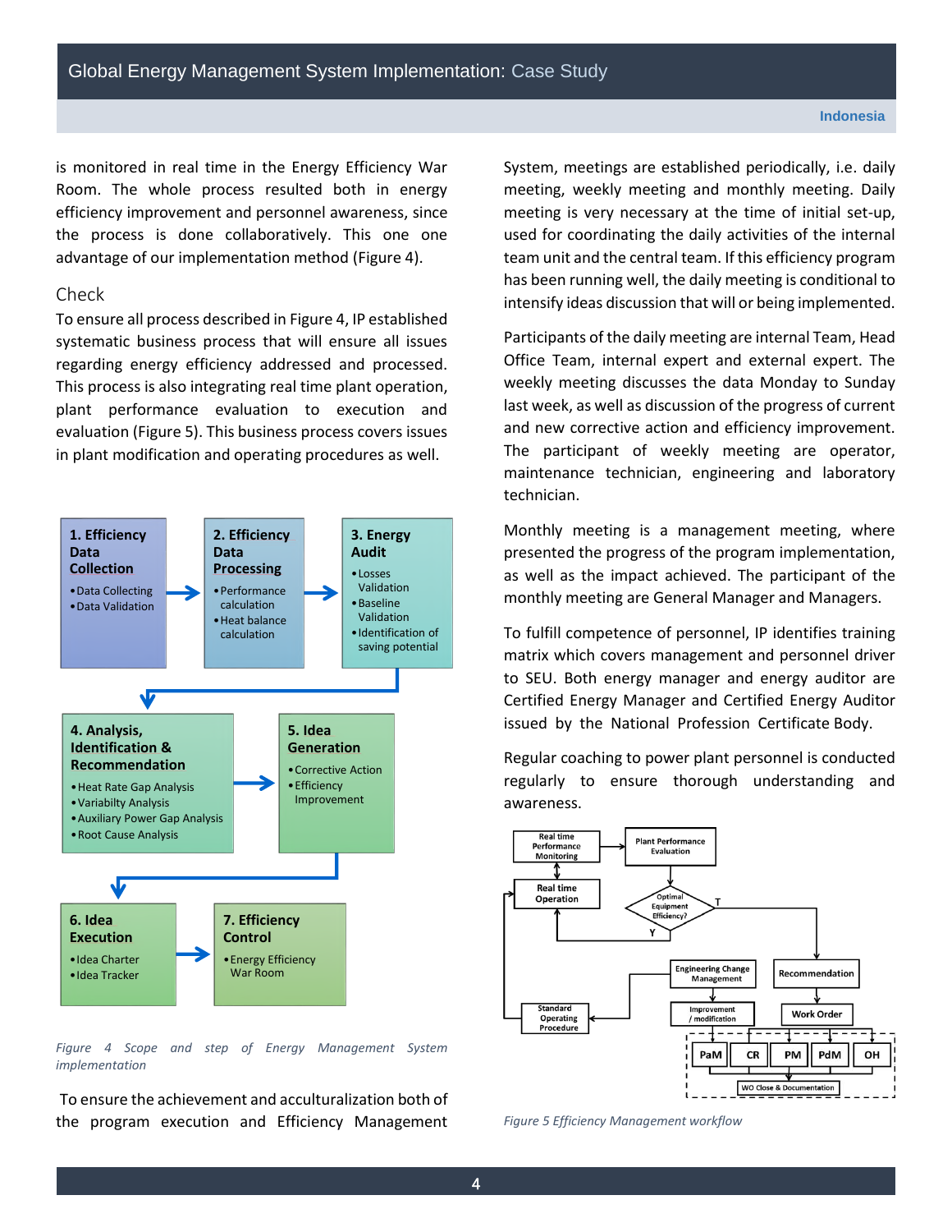is monitored in real time in the Energy Efficiency War Room. The whole process resulted both in energy efficiency improvement and personnel awareness, since the process is done collaboratively. This one one advantage of our implementation method (Figure 4).

### Check

To ensure all process described in Figure 4, IP established systematic business process that will ensure all issues regarding energy efficiency addressed and processed. This process is also integrating real time plant operation, plant performance evaluation to execution and evaluation (Figure 5). This business process covers issues in plant modification and operating procedures as well.

**1. Efficiency Data Collection**
- Data Collecting
- Data Validation

**2. Efficiency Data Processing**
- Performance calculation
- Heat balance calculation

**3. Energy Audit**
- Losses Validation
- Baseline Validation
- Identification of saving potential

**4. Analysis, Identification & Recommendation**
- Heat Rate Gap Analysis
- Variabilty Analysis
- Auxiliary Power Gap Analysis
- Root Cause Analysis

**5. Idea Generation**
- Corrective Action
- Efficiency Improvement

**6. Idea Execution**
- Idea Charter
- Idea Tracker

**7. Efficiency Control**
- Energy Efficiency War Room

*Figure 4 Scope and step of Energy Management System implementation*

To ensure the achievement and acculturalization both of the program execution and Efficiency Management System, meetings are established periodically, i.e. daily meeting, weekly meeting and monthly meeting. Daily meeting is very necessary at the time of initial set-up, used for coordinating the daily activities of the internal team unit and the central team. If this efficiency program has been running well, the daily meeting is conditional to intensify ideas discussion that will or being implemented.

Participants of the daily meeting are internal Team, Head Office Team, internal expert and external expert. The weekly meeting discusses the data Monday to Sunday last week, as well as discussion of the progress of current and new corrective action and efficiency improvement. The participant of weekly meeting are operator, maintenance technician, engineering and laboratory technician.

Monthly meeting is a management meeting, where presented the progress of the program implementation, as well as the impact achieved. The participant of the monthly meeting are General Manager and Managers.

To fulfill competence of personnel, IP identifies training matrix which covers management and personnel driver to SEU. Both energy manager and energy auditor are Certified Energy Manager and Certified Energy Auditor issued by the National Profession Certificate Body.

Regular coaching to power plant personnel is conducted regularly to ensure thorough understanding and awareness.

Real time Performance Monitoring → Plant Performance Evaluation → Optimal Equipment Efficiency? (Y → Real time Operation; T → Recommendation) → Work Order → PaM, CR, PM, PdM, OH → WO Close & Documentation; Engineering Change Management → Improvement / modification; Standard Operating Procedure

*Figure 5 Efficiency Management workflow*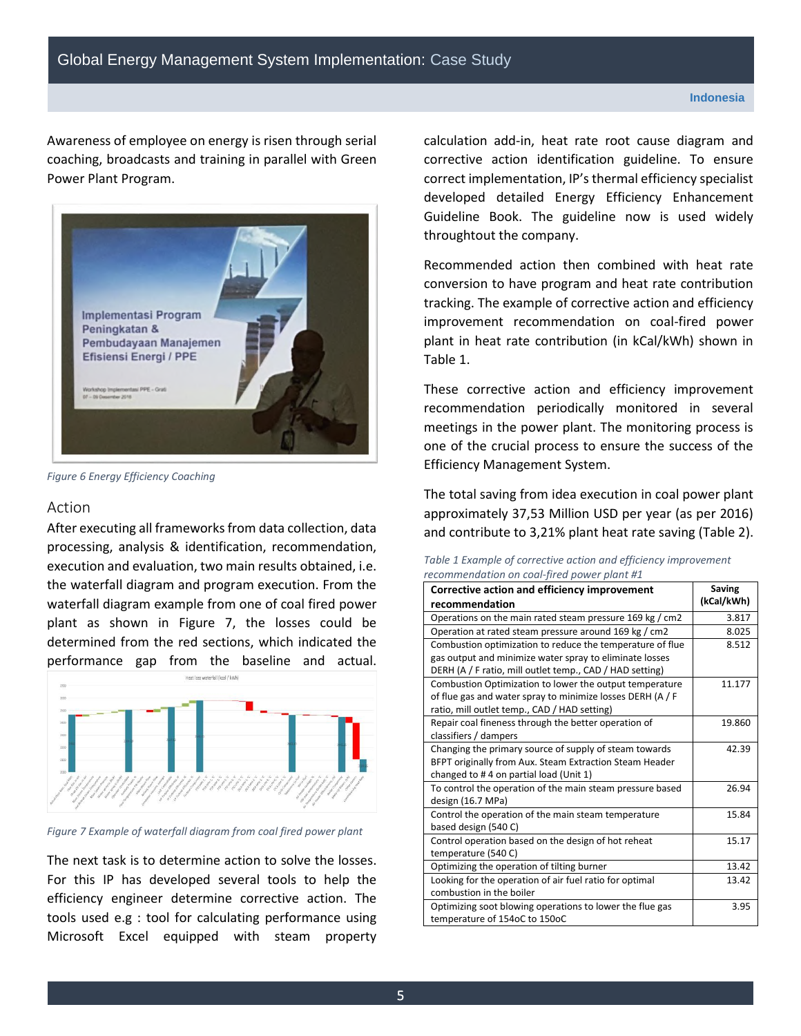Awareness of employee on energy is risen through serial coaching, broadcasts and training in parallel with Green Power Plant Program.

*Figure 6 Energy Efficiency Coaching*

## Action

After executing all frameworks from data collection, data processing, analysis & identification, recommendation, execution and evaluation, two main results obtained, i.e. the waterfall diagram and program execution. From the waterfall diagram example from one of coal fired power plant as shown in Figure 7, the losses could be determined from the red sections, which indicated the performance gap from the baseline and actual.

*Figure 7 Example of waterfall diagram from coal fired power plant*

The next task is to determine action to solve the losses. For this IP has developed several tools to help the efficiency engineer determine corrective action. The tools used e.g : tool for calculating performance using Microsoft Excel equipped with steam property calculation add-in, heat rate root cause diagram and corrective action identification guideline. To ensure correct implementation, IP's thermal efficiency specialist developed detailed Energy Efficiency Enhancement Guideline Book. The guideline now is used widely throughtout the company.

Recommended action then combined with heat rate conversion to have program and heat rate contribution tracking. The example of corrective action and efficiency improvement recommendation on coal-fired power plant in heat rate contribution (in kCal/kWh) shown in Table 1.

These corrective action and efficiency improvement recommendation periodically monitored in several meetings in the power plant. The monitoring process is one of the crucial process to ensure the success of the Efficiency Management System.

The total saving from idea execution in coal power plant approximately 37,53 Million USD per year (as per 2016) and contribute to 3,21% plant heat rate saving (Table 2).

*Table 1 Example of corrective action and efficiency improvement recommendation on coal-fired power plant #1*

| Corrective action and efficiency improvement recommendation | Saving (kCal/kWh) |
|---|---|
| Operations on the main rated steam pressure 169 kg / cm2 | 3.817 |
| Operation at rated steam pressure around 169 kg / cm2 | 8.025 |
| Combustion optimization to reduce the temperature of flue gas output and minimize water spray to eliminate losses DERH (A / F ratio, mill outlet temp., CAD / HAD setting) | 8.512 |
| Combustion Optimization to lower the output temperature of flue gas and water spray to minimize losses DERH (A / F ratio, mill outlet temp., CAD / HAD setting) | 11.177 |
| Repair coal fineness through the better operation of classifiers / dampers | 19.860 |
| Changing the primary source of supply of steam towards BFPT originally from Aux. Steam Extraction Steam Header changed to # 4 on partial load (Unit 1) | 42.39 |
| To control the operation of the main steam pressure based design (16.7 MPa) | 26.94 |
| Control the operation of the main steam temperature based design (540 C) | 15.84 |
| Control operation based on the design of hot reheat temperature (540 C) | 15.17 |
| Optimizing the operation of tilting burner | 13.42 |
| Looking for the operation of air fuel ratio for optimal combustion in the boiler | 13.42 |
| Optimizing soot blowing operations to lower the flue gas temperature of 154oC to 150oC | 3.95 |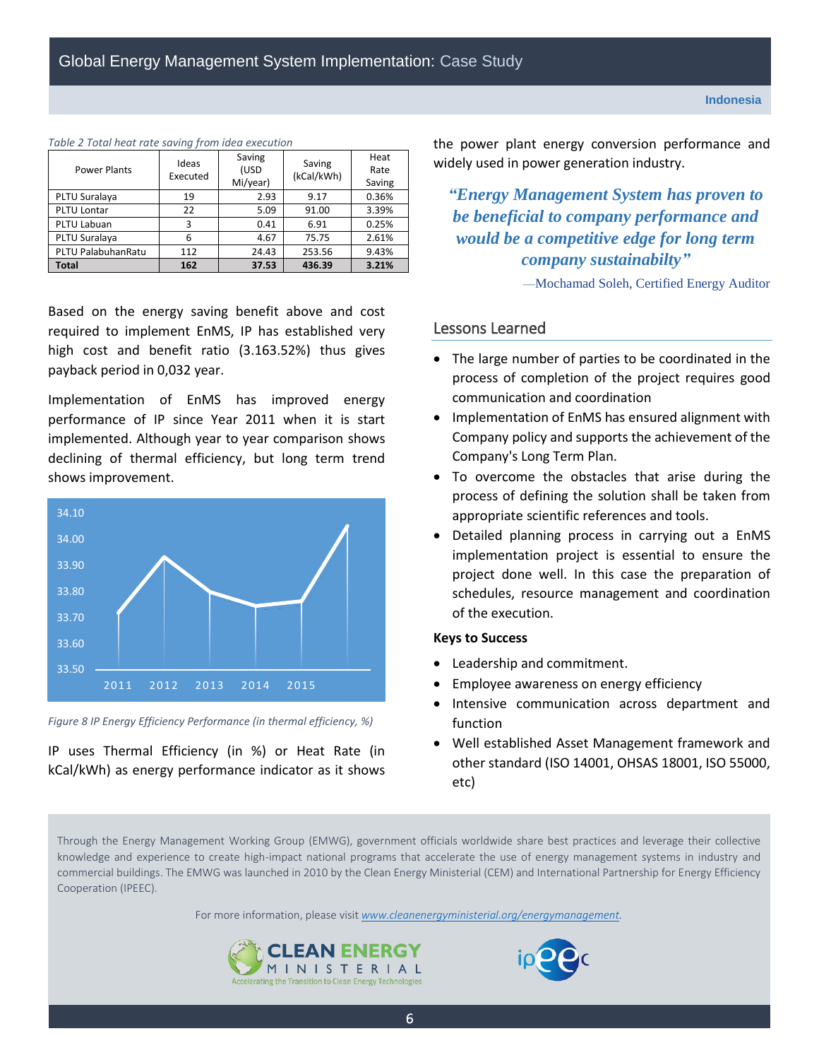*Table 2 Total heat rate saving from idea execution*

| Power Plants | Ideas Executed | Saving (USD Mi/year) | Saving (kCal/kWh) | Heat Rate Saving |
|---|---|---|---|---|
| PLTU Suralaya | 19 | 2.93 | 9.17 | 0.36% |
| PLTU Lontar | 22 | 5.09 | 91.00 | 3.39% |
| PLTU Labuan | 3 | 0.41 | 6.91 | 0.25% |
| PLTU Suralaya | 6 | 4.67 | 75.75 | 2.61% |
| PLTU PalabuhanRatu | 112 | 24.43 | 253.56 | 9.43% |
| **Total** | **162** | **37.53** | **436.39** | **3.21%** |

Based on the energy saving benefit above and cost required to implement EnMS, IP has established very high cost and benefit ratio (3.163.52%) thus gives payback period in 0,032 year.

Implementation of EnMS has improved energy performance of IP since Year 2011 when it is start implemented. Although year to year comparison shows declining of thermal efficiency, but long term trend shows improvement.

34.10
34.00
33.90
33.80
33.70
33.60
33.50

2011 2012 2013 2014 2015

*Figure 8 IP Energy Efficiency Performance (in thermal efficiency, %)*

IP uses Thermal Efficiency (in %) or Heat Rate (in kCal/kWh) as energy performance indicator as it shows the power plant energy conversion performance and widely used in power generation industry.

> ***"Energy Management System has proven to be beneficial to company performance and would be a competitive edge for long term company sustainabilty"***
>
> —Mochamad Soleh, Certified Energy Auditor

## Lessons Learned

- The large number of parties to be coordinated in the process of completion of the project requires good communication and coordination
- Implementation of EnMS has ensured alignment with Company policy and supports the achievement of the Company's Long Term Plan.
- To overcome the obstacles that arise during the process of defining the solution shall be taken from appropriate scientific references and tools.
- Detailed planning process in carrying out a EnMS implementation project is essential to ensure the project done well. In this case the preparation of schedules, resource management and coordination of the execution.

**Keys to Success**

- Leadership and commitment.
- Employee awareness on energy efficiency
- Intensive communication across department and function
- Well established Asset Management framework and other standard (ISO 14001, OHSAS 18001, ISO 55000, etc)

Through the Energy Management Working Group (EMWG), government officials worldwide share best practices and leverage their collective knowledge and experience to create high-impact national programs that accelerate the use of energy management systems in industry and commercial buildings. The EMWG was launched in 2010 by the Clean Energy Ministerial (CEM) and International Partnership for Energy Efficiency Cooperation (IPEEC).

For more information, please visit *www.cleanenergyministerial.org/energymanagement*.

CLEAN ENERGY MINISTERIAL
Accelerating the Transition to Clean Energy Technologies

ipeec